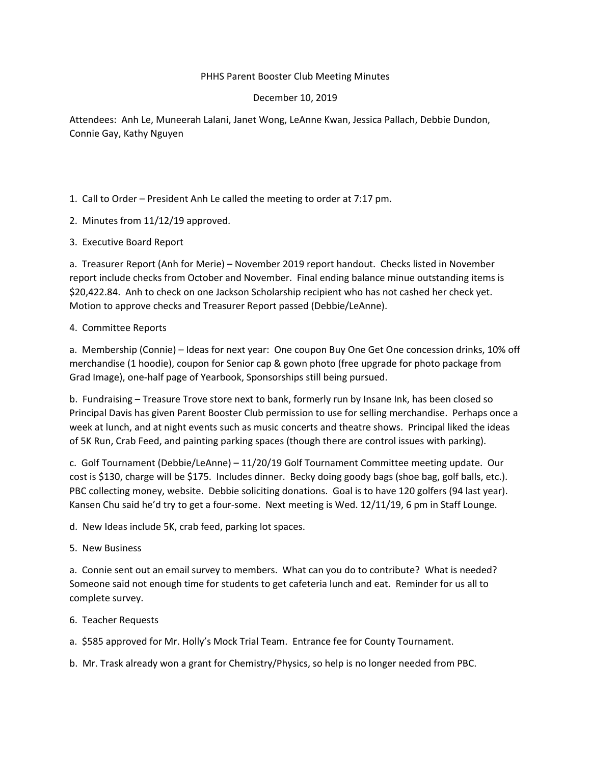PHHS Parent Booster Club Meeting Minutes

December 10, 2019

Attendees: Anh Le, Muneerah Lalani, Janet Wong, LeAnne Kwan, Jessica Pallach, Debbie Dundon, Connie Gay, Kathy Nguyen

1. Call to Order – President Anh Le called the meeting to order at 7:17 pm.

2. Minutes from 11/12/19 approved.

3. Executive Board Report

a. Treasurer Report (Anh for Merie) – November 2019 report handout. Checks listed in November report include checks from October and November. Final ending balance minue outstanding items is $20,422.84. Anh to check on one Jackson Scholarship recipient who has not cashed her check yet. Motion to approve checks and Treasurer Report passed (Debbie/LeAnne).

4. Committee Reports

a. Membership (Connie) – Ideas for next year: One coupon Buy One Get One concession drinks, 10% off merchandise (1 hoodie), coupon for Senior cap & gown photo (free upgrade for photo package from Grad Image), one-half page of Yearbook, Sponsorships still being pursued.

b. Fundraising – Treasure Trove store next to bank, formerly run by Insane Ink, has been closed so Principal Davis has given Parent Booster Club permission to use for selling merchandise. Perhaps once a week at lunch, and at night events such as music concerts and theatre shows. Principal liked the ideas of 5K Run, Crab Feed, and painting parking spaces (though there are control issues with parking).

c. Golf Tournament (Debbie/LeAnne) – 11/20/19 Golf Tournament Committee meeting update. Our cost is $130, charge will be $175. Includes dinner. Becky doing goody bags (shoe bag, golf balls, etc.). PBC collecting money, website. Debbie soliciting donations. Goal is to have 120 golfers (94 last year). Kansen Chu said he'd try to get a four-some. Next meeting is Wed. 12/11/19, 6 pm in Staff Lounge.

d. New Ideas include 5K, crab feed, parking lot spaces.

5. New Business

a. Connie sent out an email survey to members. What can you do to contribute? What is needed? Someone said not enough time for students to get cafeteria lunch and eat. Reminder for us all to complete survey.

6. Teacher Requests

a. $585 approved for Mr. Holly's Mock Trial Team. Entrance fee for County Tournament.

b. Mr. Trask already won a grant for Chemistry/Physics, so help is no longer needed from PBC.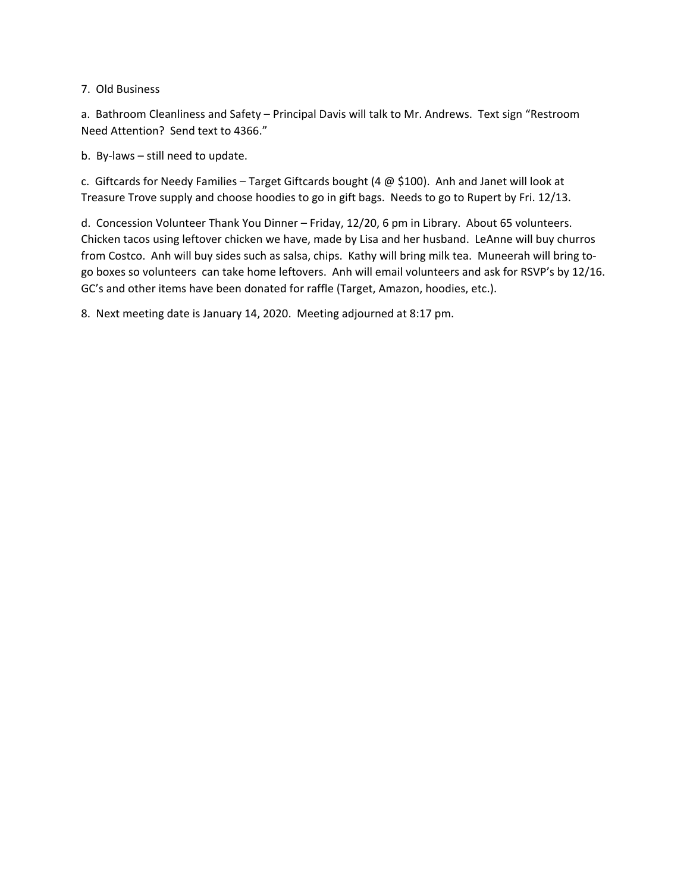7. Old Business

a. Bathroom Cleanliness and Safety – Principal Davis will talk to Mr. Andrews. Text sign "Restroom Need Attention? Send text to 4366."

b. By-laws – still need to update.

c. Giftcards for Needy Families – Target Giftcards bought (4 @ $100). Anh and Janet will look at Treasure Trove supply and choose hoodies to go in gift bags. Needs to go to Rupert by Fri. 12/13.

d. Concession Volunteer Thank You Dinner – Friday, 12/20, 6 pm in Library. About 65 volunteers. Chicken tacos using leftover chicken we have, made by Lisa and her husband. LeAnne will buy churros from Costco. Anh will buy sides such as salsa, chips. Kathy will bring milk tea. Muneerah will bring to-go boxes so volunteers can take home leftovers. Anh will email volunteers and ask for RSVP's by 12/16. GC's and other items have been donated for raffle (Target, Amazon, hoodies, etc.).

8. Next meeting date is January 14, 2020. Meeting adjourned at 8:17 pm.